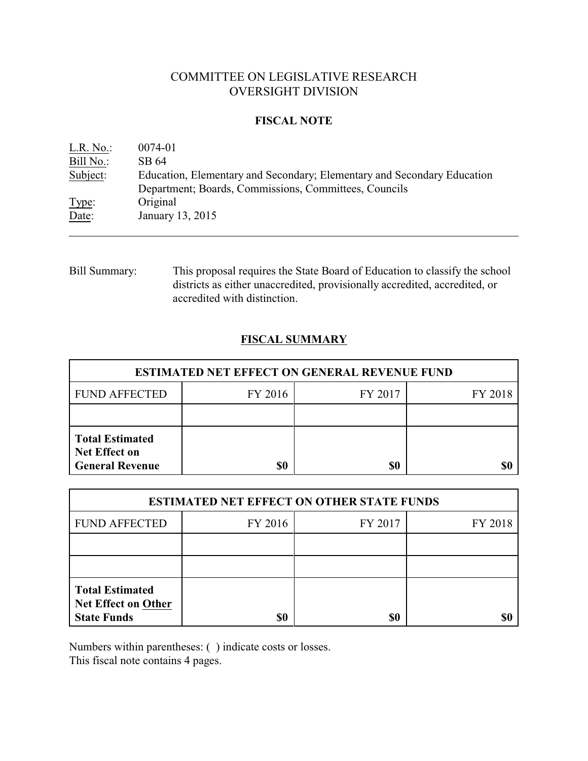# COMMITTEE ON LEGISLATIVE RESEARCH
# OVERSIGHT DIVISION

## FISCAL NOTE

L.R. No.: 0074-01
Bill No.: SB 64
Subject: Education, Elementary and Secondary; Elementary and Secondary Education Department; Boards, Commissions, Committees, Councils
Type: Original
Date: January 13, 2015

---

Bill Summary: This proposal requires the State Board of Education to classify the school districts as either unaccredited, provisionally accredited, accredited, or accredited with distinction.

## FISCAL SUMMARY

| ESTIMATED NET EFFECT ON GENERAL REVENUE FUND | | | |
|---|---|---|---|
| FUND AFFECTED | FY 2016 | FY 2017 | FY 2018 |
| | | | |
| **Total Estimated Net Effect on General Revenue** | **$0** | **$0** | **$0** |

| ESTIMATED NET EFFECT ON OTHER STATE FUNDS | | | |
|---|---|---|---|
| FUND AFFECTED | FY 2016 | FY 2017 | FY 2018 |
| | | | |
| | | | |
| **Total Estimated Net Effect on Other State Funds** | **$0** | **$0** | **$0** |

Numbers within parentheses: ( ) indicate costs or losses.
This fiscal note contains 4 pages.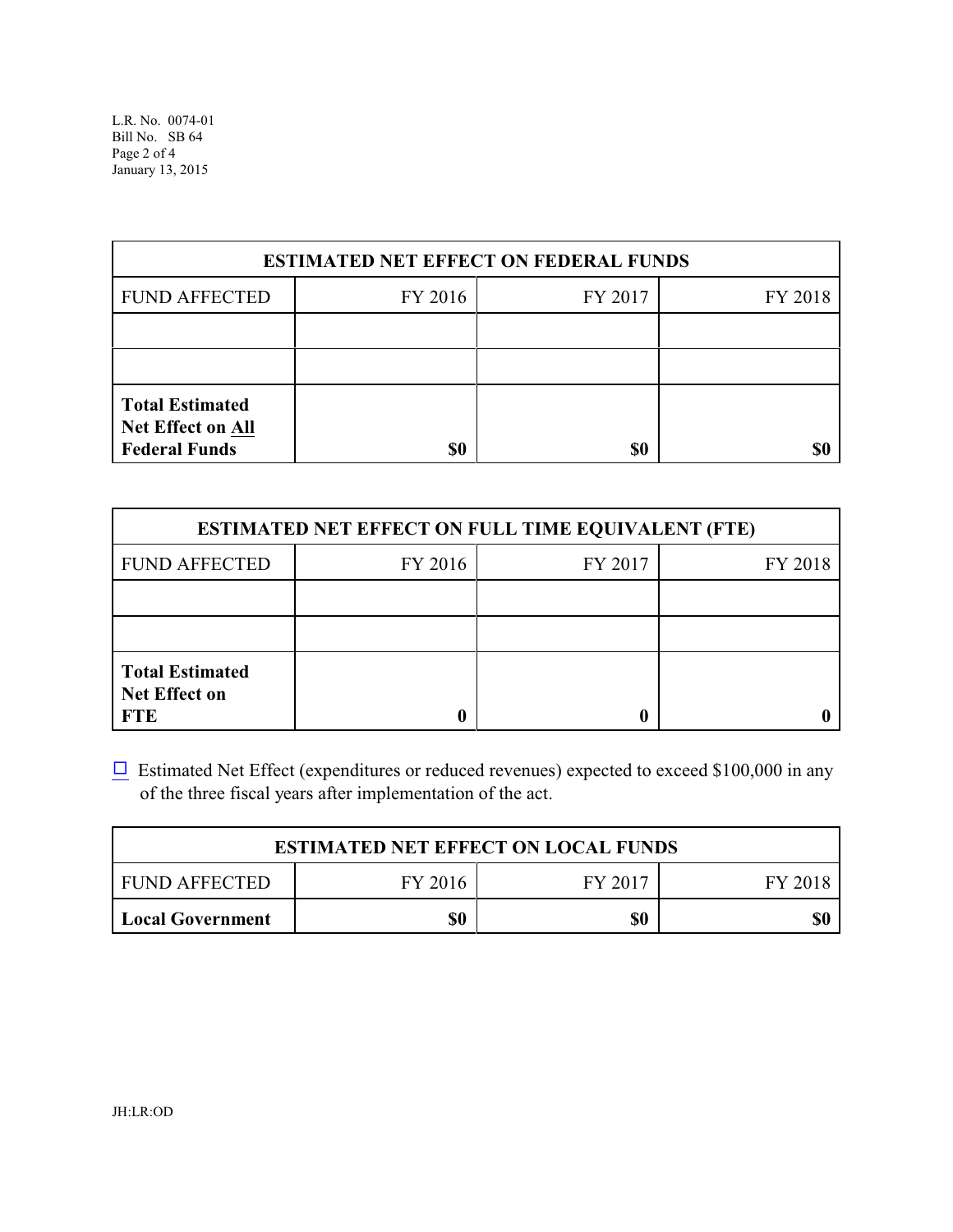| ESTIMATED NET EFFECT ON FEDERAL FUNDS | | | |
|---|---|---|---|
| FUND AFFECTED | FY 2016 | FY 2017 | FY 2018 |
| | | | |
| | | | |
| **Total Estimated Net Effect on All Federal Funds** | **$0** | **$0** | **$0** |

| ESTIMATED NET EFFECT ON FULL TIME EQUIVALENT (FTE) | | | |
|---|---|---|---|
| FUND AFFECTED | FY 2016 | FY 2017 | FY 2018 |
| | | | |
| | | | |
| **Total Estimated Net Effect on FTE** | **0** | **0** | **0** |

☐ Estimated Net Effect (expenditures or reduced revenues) expected to exceed $100,000 in any of the three fiscal years after implementation of the act.

| ESTIMATED NET EFFECT ON LOCAL FUNDS | | | |
|---|---|---|---|
| FUND AFFECTED | FY 2016 | FY 2017 | FY 2018 |
| **Local Government** | **$0** | **$0** | **$0** |

JH:LR:OD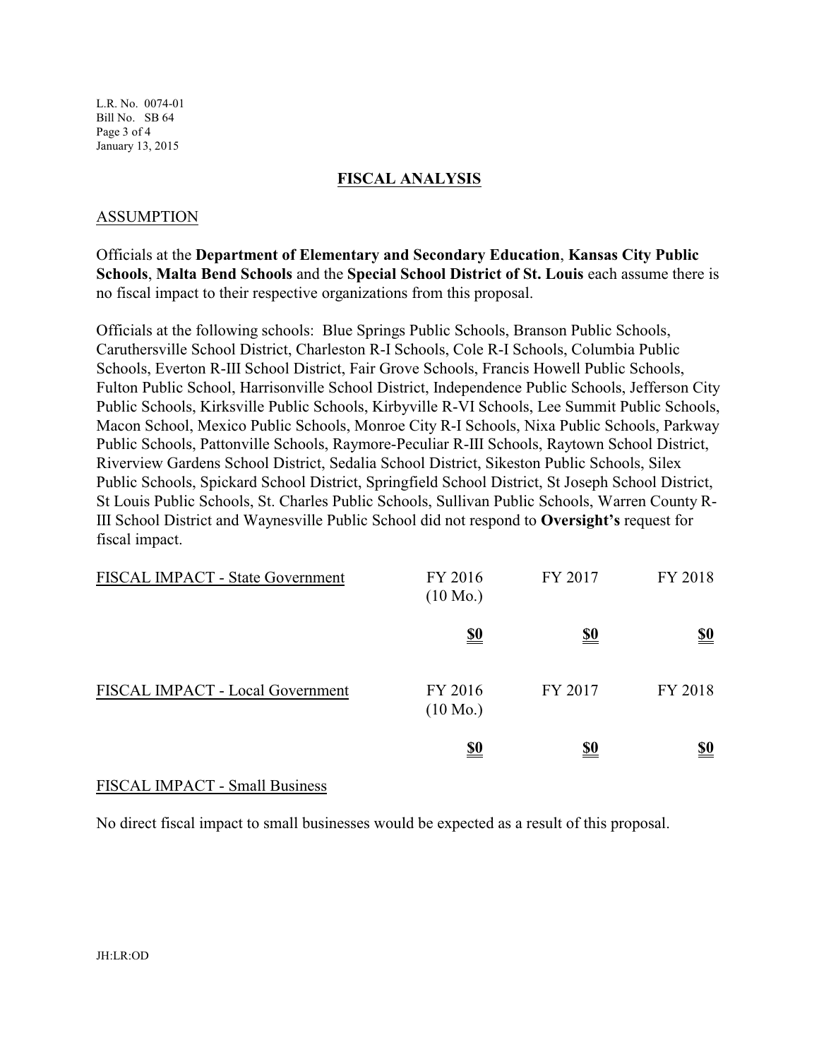## FISCAL ANALYSIS

### ASSUMPTION

Officials at the **Department of Elementary and Secondary Education**, **Kansas City Public Schools**, **Malta Bend Schools** and the **Special School District of St. Louis** each assume there is no fiscal impact to their respective organizations from this proposal.

Officials at the following schools: Blue Springs Public Schools, Branson Public Schools, Caruthersville School District, Charleston R-I Schools, Cole R-I Schools, Columbia Public Schools, Everton R-III School District, Fair Grove Schools, Francis Howell Public Schools, Fulton Public School, Harrisonville School District, Independence Public Schools, Jefferson City Public Schools, Kirksville Public Schools, Kirbyville R-VI Schools, Lee Summit Public Schools, Macon School, Mexico Public Schools, Monroe City R-I Schools, Nixa Public Schools, Parkway Public Schools, Pattonville Schools, Raymore-Peculiar R-III Schools, Raytown School District, Riverview Gardens School District, Sedalia School District, Sikeston Public Schools, Silex Public Schools, Spickard School District, Springfield School District, St Joseph School District, St Louis Public Schools, St. Charles Public Schools, Sullivan Public Schools, Warren County R-III School District and Waynesville Public School did not respond to **Oversight's** request for fiscal impact.

| FISCAL IMPACT - State Government | FY 2016 (10 Mo.) | FY 2017 | FY 2018 |
|---|---|---|---|
| | **$0** | **$0** | **$0** |

| FISCAL IMPACT - Local Government | FY 2016 (10 Mo.) | FY 2017 | FY 2018 |
|---|---|---|---|
| | **$0** | **$0** | **$0** |

### FISCAL IMPACT - Small Business

No direct fiscal impact to small businesses would be expected as a result of this proposal.

JH:LR:OD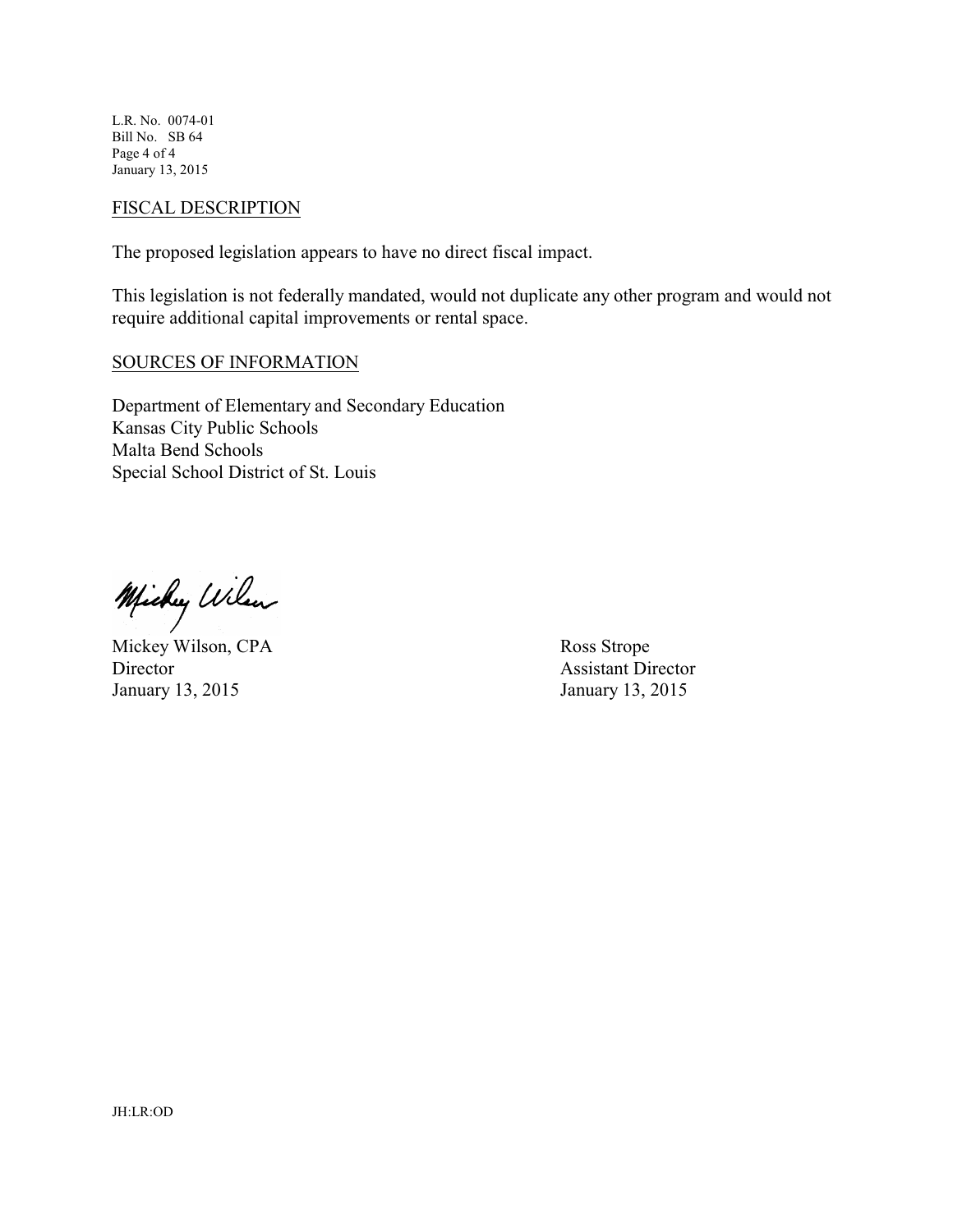## FISCAL DESCRIPTION

The proposed legislation appears to have no direct fiscal impact.

This legislation is not federally mandated, would not duplicate any other program and would not require additional capital improvements or rental space.

## SOURCES OF INFORMATION

Department of Elementary and Secondary Education
Kansas City Public Schools
Malta Bend Schools
Special School District of St. Louis

Mickey Wilson, CPA
Director
January 13, 2015

Ross Strope
Assistant Director
January 13, 2015

JH:LR:OD